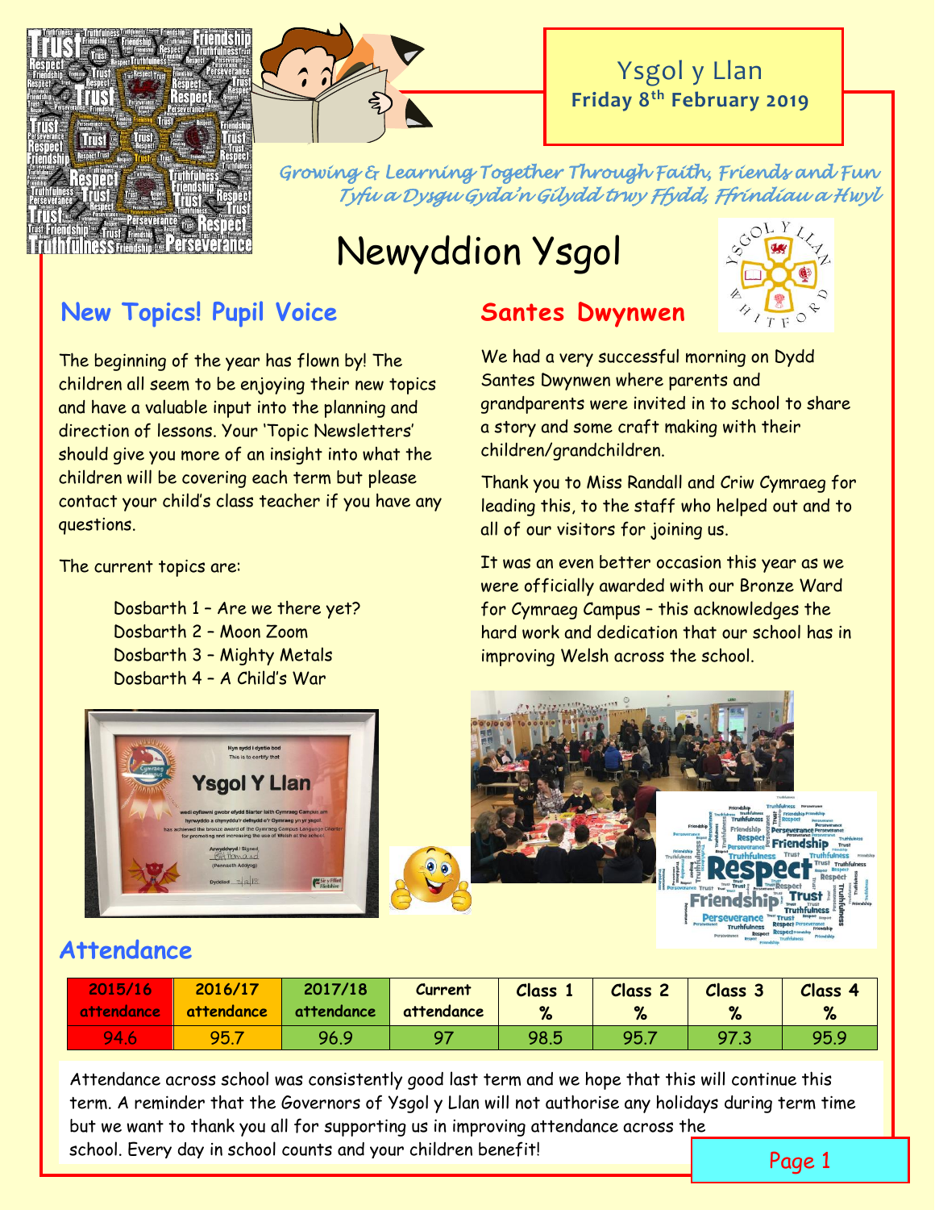Ysgol y Llan
**Friday 8th February 2019**

*Growing & Learning Together Through Faith, Friends and Fun*
*Tyfu a Dysgu Gyda'n Gilydd trwy Ffydd, Ffrindiau a Hwyl*

# Newyddion Ysgol

## New Topics! Pupil Voice

The beginning of the year has flown by! The children all seem to be enjoying their new topics and have a valuable input into the planning and direction of lessons. Your 'Topic Newsletters' should give you more of an insight into what the children will be covering each term but please contact your child's class teacher if you have any questions.

The current topics are:

- Dosbarth 1 – Are we there yet?
- Dosbarth 2 – Moon Zoom
- Dosbarth 3 – Mighty Metals
- Dosbarth 4 – A Child's War

## Santes Dwynwen

We had a very successful morning on Dydd Santes Dwynwen where parents and grandparents were invited in to school to share a story and some craft making with their children/grandchildren.

Thank you to Miss Randall and Criw Cymraeg for leading this, to the staff who helped out and to all of our visitors for joining us.

It was an even better occasion this year as we were officially awarded with our Bronze Ward for Cymraeg Campus – this acknowledges the hard work and dedication that our school has in improving Welsh across the school.

## Attendance

| 2015/16 attendance | 2016/17 attendance | 2017/18 attendance | Current attendance | Class 1 % | Class 2 % | Class 3 % | Class 4 % |
|---|---|---|---|---|---|---|---|
| 94.6 | 95.7 | 96.9 | 97 | 98.5 | 95.7 | 97.3 | 95.9 |

Attendance across school was consistently good last term and we hope that this will continue this term. A reminder that the Governors of Ysgol y Llan will not authorise any holidays during term time but we want to thank you all for supporting us in improving attendance across the school. Every day in school counts and your children benefit!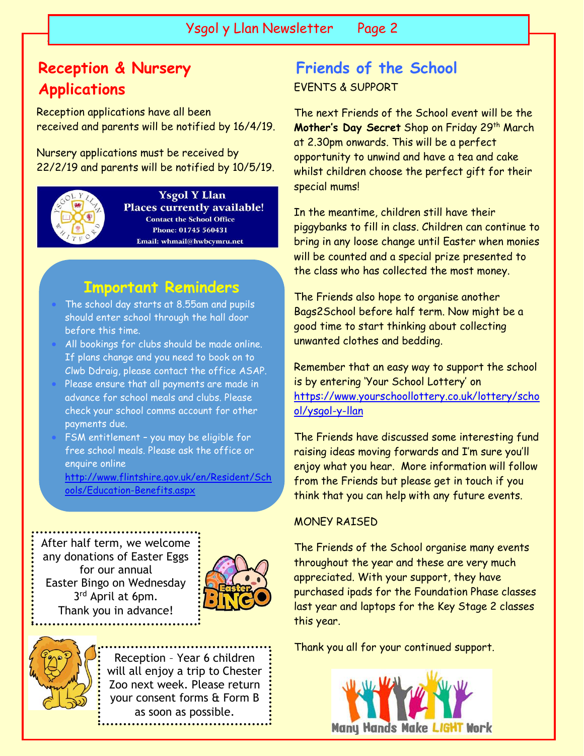## Reception & Nursery Applications

Reception applications have all been received and parents will be notified by 16/4/19.

Nursery applications must be received by 22/2/19 and parents will be notified by 10/5/19.

**Ysgol Y Llan**
**Places currently available!**
Contact the School Office
Phone: 01745 560431
Email: whmail@hwbcymru.net

### Important Reminders

- The school day starts at 8.55am and pupils should enter school through the hall door before this time.
- All bookings for clubs should be made online. If plans change and you need to book on to Clwb Ddraig, please contact the office ASAP.
- Please ensure that all payments are made in advance for school meals and clubs. Please check your school comms account for other payments due.
- FSM entitlement – you may be eligible for free school meals. Please ask the office or enquire online http://www.flintshire.gov.uk/en/Resident/Schools/Education-Benefits.aspx

After half term, we welcome any donations of Easter Eggs for our annual Easter Bingo on Wednesday 3rd April at 6pm. Thank you in advance!

Reception – Year 6 children will all enjoy a trip to Chester Zoo next week. Please return your consent forms & Form B as soon as possible.

## Friends of the School

EVENTS & SUPPORT

The next Friends of the School event will be the **Mother's Day Secret** Shop on Friday 29th March at 2.30pm onwards. This will be a perfect opportunity to unwind and have a tea and cake whilst children choose the perfect gift for their special mums!

In the meantime, children still have their piggybanks to fill in class. Children can continue to bring in any loose change until Easter when monies will be counted and a special prize presented to the class who has collected the most money.

The Friends also hope to organise another Bags2School before half term. Now might be a good time to start thinking about collecting unwanted clothes and bedding.

Remember that an easy way to support the school is by entering 'Your School Lottery' on https://www.yourschoollottery.co.uk/lottery/school/ysgol-y-llan

The Friends have discussed some interesting fund raising ideas moving forwards and I'm sure you'll enjoy what you hear. More information will follow from the Friends but please get in touch if you think that you can help with any future events.

MONEY RAISED

The Friends of the School organise many events throughout the year and these are very much appreciated. With your support, they have purchased ipads for the Foundation Phase classes last year and laptops for the Key Stage 2 classes this year.

Thank you all for your continued support.

Many Hands Make LIGHT Work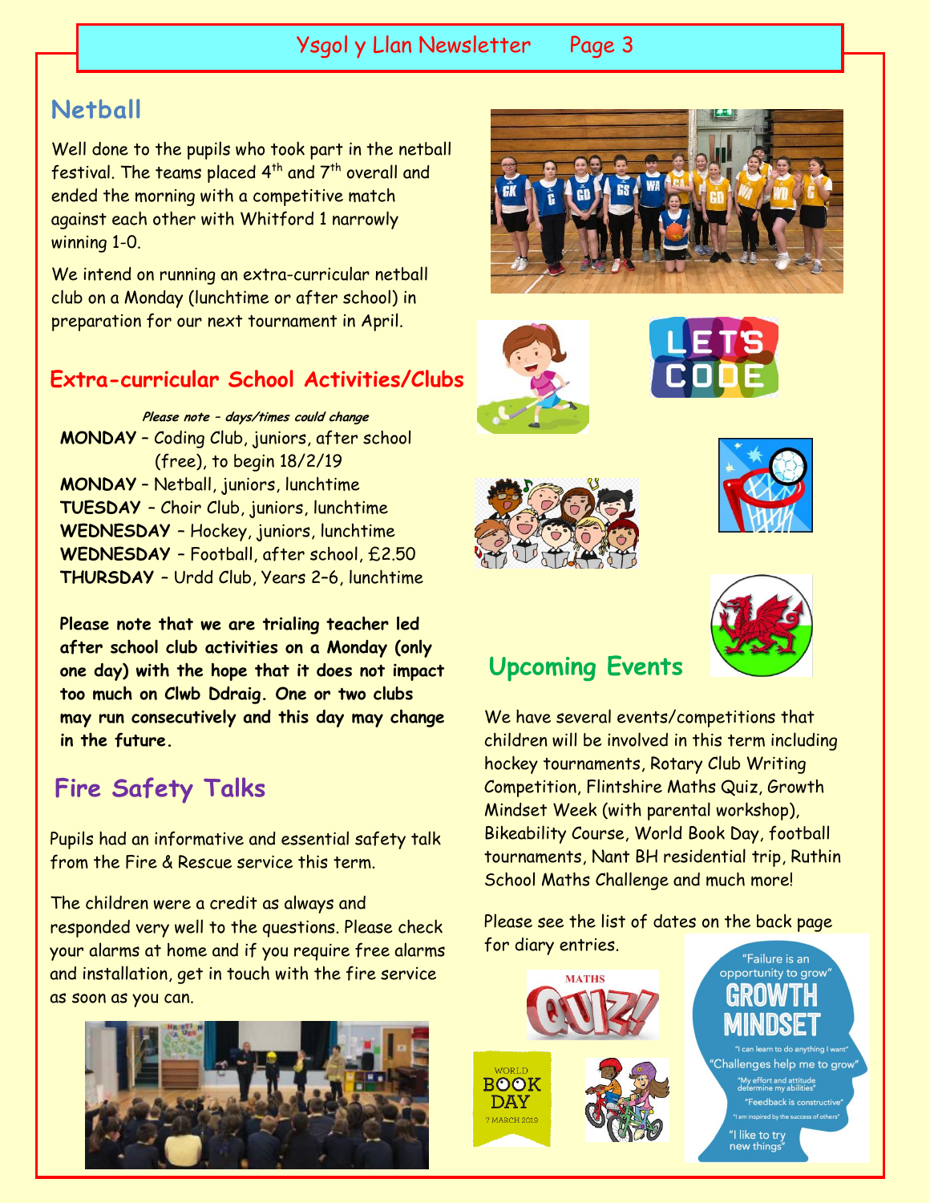## Netball

Well done to the pupils who took part in the netball festival. The teams placed 4th and 7th overall and ended the morning with a competitive match against each other with Whitford 1 narrowly winning 1-0.

We intend on running an extra-curricular netball club on a Monday (lunchtime or after school) in preparation for our next tournament in April.

## Extra-curricular School Activities/Clubs

***Please note – days/times could change***

**MONDAY** – Coding Club, juniors, after school (free), to begin 18/2/19
**MONDAY** – Netball, juniors, lunchtime
**TUESDAY** – Choir Club, juniors, lunchtime
**WEDNESDAY** – Hockey, juniors, lunchtime
**WEDNESDAY** – Football, after school, £2.50
**THURSDAY** – Urdd Club, Years 2–6, lunchtime

**Please note that we are trialing teacher led after school club activities on a Monday (only one day) with the hope that it does not impact too much on Clwb Ddraig. One or two clubs may run consecutively and this day may change in the future.**

## Fire Safety Talks

Pupils had an informative and essential safety talk from the Fire & Rescue service this term.

The children were a credit as always and responded very well to the questions. Please check your alarms at home and if you require free alarms and installation, get in touch with the fire service as soon as you can.

## Upcoming Events

We have several events/competitions that children will be involved in this term including hockey tournaments, Rotary Club Writing Competition, Flintshire Maths Quiz, Growth Mindset Week (with parental workshop), Bikeability Course, World Book Day, football tournaments, Nant BH residential trip, Ruthin School Maths Challenge and much more!

Please see the list of dates on the back page for diary entries.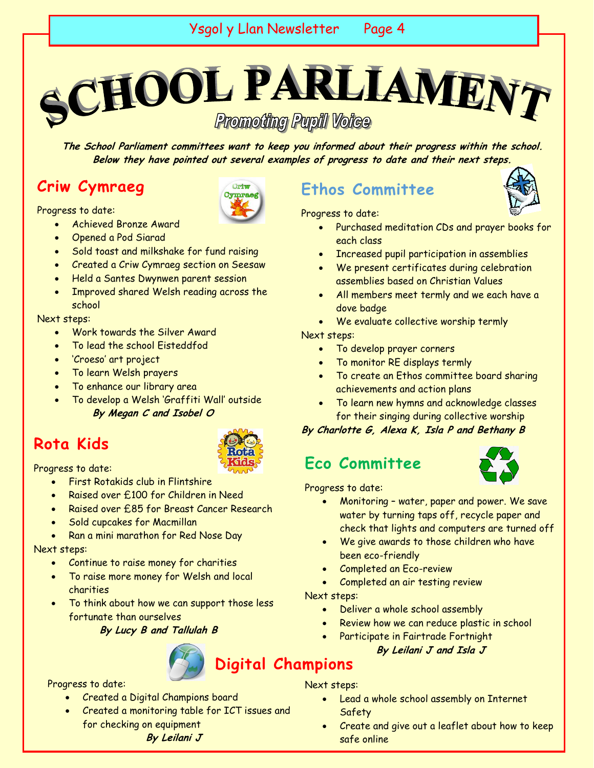# SCHOOL PARLIAMENT

## Promoting Pupil Voice

***The School Parliament committees want to keep you informed about their progress within the school. Below they have pointed out several examples of progress to date and their next steps.***

## Criw Cymraeg

Progress to date:

- Achieved Bronze Award
- Opened a Pod Siarad
- Sold toast and milkshake for fund raising
- Created a Criw Cymraeg section on Seesaw
- Held a Santes Dwynwen parent session
- Improved shared Welsh reading across the school

Next steps:

- Work towards the Silver Award
- To lead the school Eisteddfod
- 'Croeso' art project
- To learn Welsh prayers
- To enhance our library area
- To develop a Welsh 'Graffiti Wall' outside

***By Megan C and Isobel O***

## Rota Kids

Progress to date:

- First Rotakids club in Flintshire
- Raised over £100 for Children in Need
- Raised over £85 for Breast Cancer Research
- Sold cupcakes for Macmillan
- Ran a mini marathon for Red Nose Day

Next steps:

- Continue to raise money for charities
- To raise more money for Welsh and local charities
- To think about how we can support those less fortunate than ourselves

***By Lucy B and Tallulah B***

## Ethos Committee

Progress to date:

- Purchased meditation CDs and prayer books for each class
- Increased pupil participation in assemblies
- We present certificates during celebration assemblies based on Christian Values
- All members meet termly and we each have a dove badge
- We evaluate collective worship termly

Next steps:

- To develop prayer corners
- To monitor RE displays termly
- To create an Ethos committee board sharing achievements and action plans
- To learn new hymns and acknowledge classes for their singing during collective worship

***By Charlotte G, Alexa K, Isla P and Bethany B***

## Eco Committee

Progress to date:

- Monitoring – water, paper and power. We save water by turning taps off, recycle paper and check that lights and computers are turned off
- We give awards to those children who have been eco-friendly
- Completed an Eco-review
- Completed an air testing review

Next steps:

- Deliver a whole school assembly
- Review how we can reduce plastic in school
- Participate in Fairtrade Fortnight

***By Leilani J and Isla J***

## Digital Champions

Progress to date:

- Created a Digital Champions board
- Created a monitoring table for ICT issues and for checking on equipment

Next steps:

- Lead a whole school assembly on Internet Safety
- Create and give out a leaflet about how to keep safe online

***By Leilani J***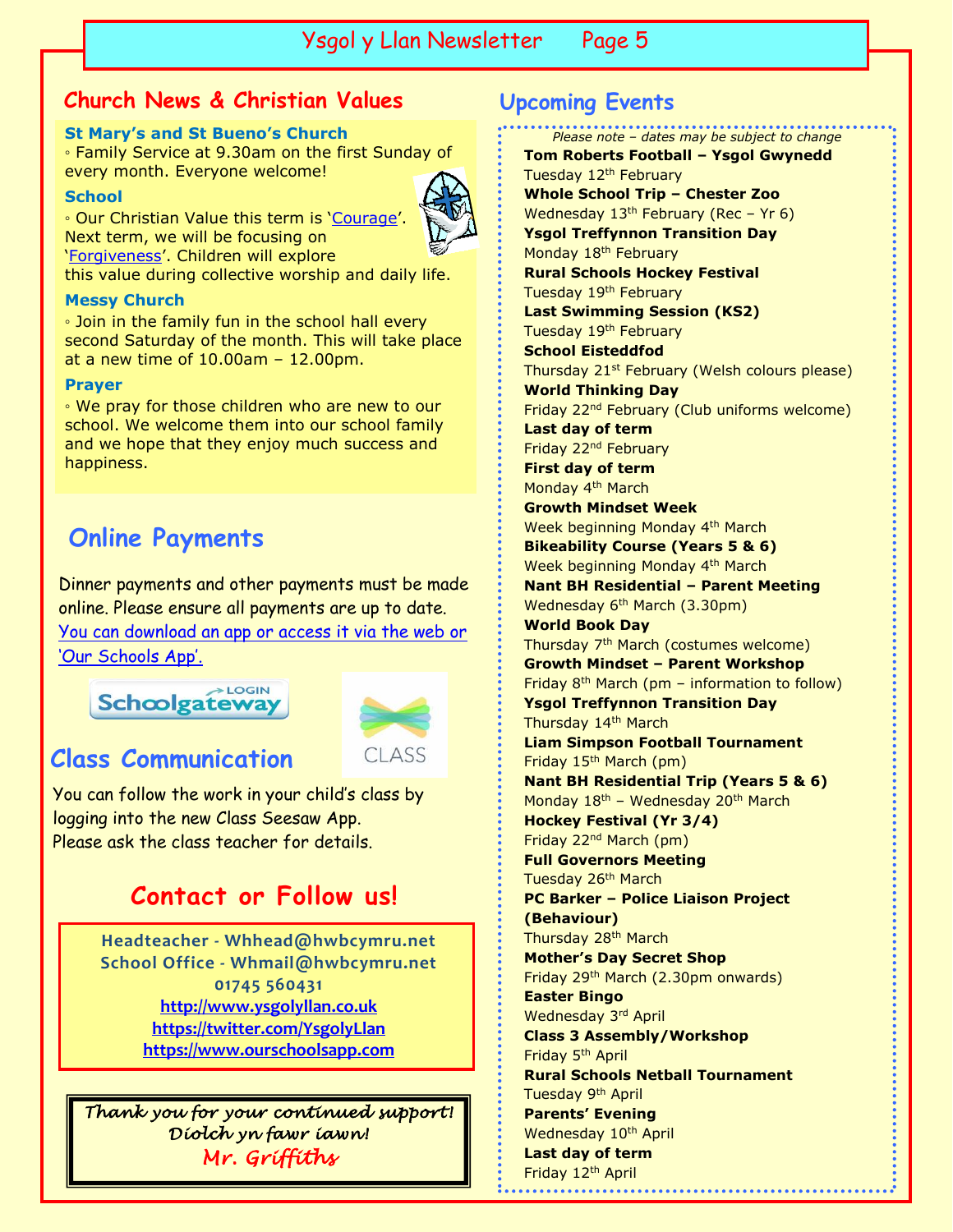## Church News & Christian Values

### St Mary's and St Bueno's Church

◦ Family Service at 9.30am on the first Sunday of every month. Everyone welcome!

### School

◦ Our Christian Value this term is 'Courage'. Next term, we will be focusing on 'Forgiveness'. Children will explore this value during collective worship and daily life.

### Messy Church

◦ Join in the family fun in the school hall every second Saturday of the month. This will take place at a new time of 10.00am – 12.00pm.

### Prayer

◦ We pray for those children who are new to our school. We welcome them into our school family and we hope that they enjoy much success and happiness.

## Online Payments

Dinner payments and other payments must be made online. Please ensure all payments are up to date. You can download an app or access it via the web or 'Our Schools App'.

## Class Communication

You can follow the work in your child's class by logging into the new Class Seesaw App. Please ask the class teacher for details.

## Contact or Follow us!

**Headteacher - Whhead@hwbcymru.net**
**School Office - Whmail@hwbcymru.net**
**01745 560431**
**http://www.ysgolyllan.co.uk**
**https://twitter.com/YsgolyLlan**
**https://www.ourschoolsapp.com**

*Thank you for your continued support!*
*Diolch yn fawr iawn!*
*Mr. Griffiths*

## Upcoming Events

*Please note – dates may be subject to change*

**Tom Roberts Football – Ysgol Gwynedd**
Tuesday 12th February

**Whole School Trip – Chester Zoo**
Wednesday 13th February (Rec – Yr 6)

**Ysgol Treffynnon Transition Day**
Monday 18th February

**Rural Schools Hockey Festival**
Tuesday 19th February

**Last Swimming Session (KS2)**
Tuesday 19th February

**School Eisteddfod**
Thursday 21st February (Welsh colours please)

**World Thinking Day**
Friday 22nd February (Club uniforms welcome)

**Last day of term**
Friday 22nd February

**First day of term**
Monday 4th March

**Growth Mindset Week**
Week beginning Monday 4th March

**Bikeability Course (Years 5 & 6)**
Week beginning Monday 4th March

**Nant BH Residential – Parent Meeting**
Wednesday 6th March (3.30pm)

**World Book Day**
Thursday 7th March (costumes welcome)

**Growth Mindset – Parent Workshop**
Friday 8th March (pm – information to follow)

**Ysgol Treffynnon Transition Day**
Thursday 14th March

**Liam Simpson Football Tournament**
Friday 15th March (pm)

**Nant BH Residential Trip (Years 5 & 6)**
Monday 18th – Wednesday 20th March

**Hockey Festival (Yr 3/4)**
Friday 22nd March (pm)

**Full Governors Meeting**
Tuesday 26th March

**PC Barker – Police Liaison Project (Behaviour)**
Thursday 28th March

**Mother's Day Secret Shop**
Friday 29th March (2.30pm onwards)

**Easter Bingo**
Wednesday 3rd April

**Class 3 Assembly/Workshop**
Friday 5th April

**Rural Schools Netball Tournament**
Tuesday 9th April

**Parents' Evening**
Wednesday 10th April

**Last day of term**
Friday 12th April